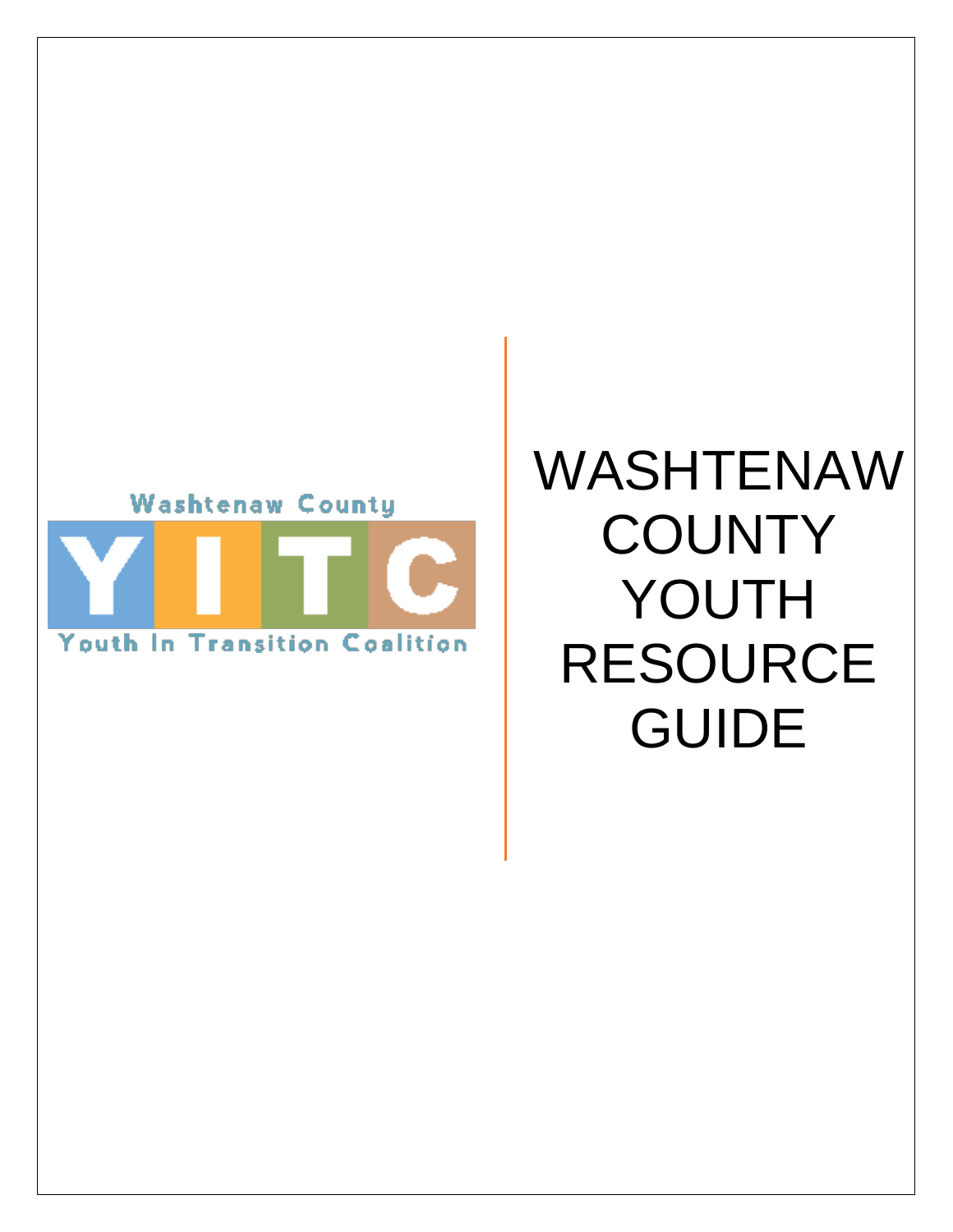Washtenaw County

YITC

Youth In Transition Coalition

# WASHTENAW COUNTY YOUTH RESOURCE GUIDE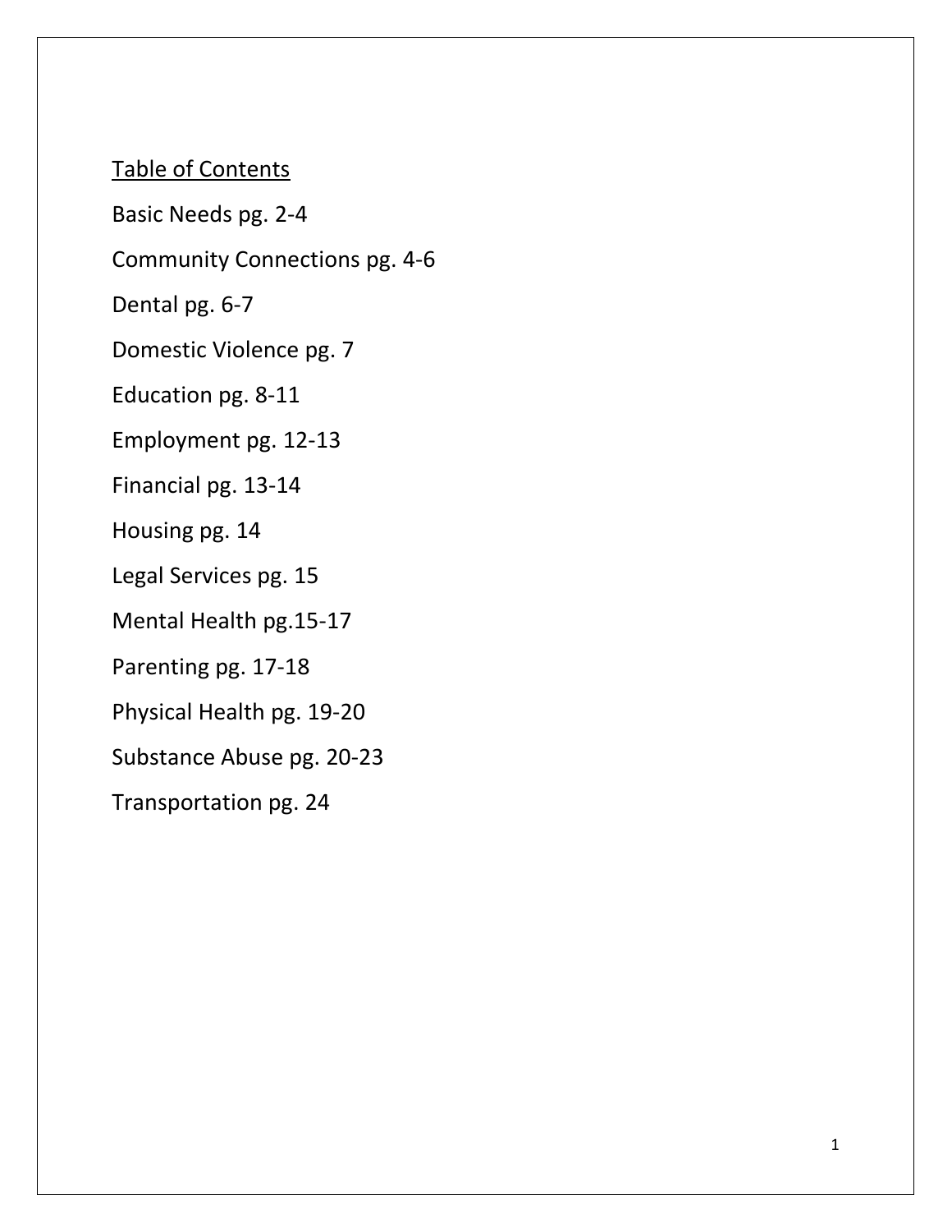## Table of Contents

Basic Needs pg. 2-4

Community Connections pg. 4-6

Dental pg. 6-7

Domestic Violence pg. 7

Education pg. 8-11

Employment pg. 12-13

Financial pg. 13-14

Housing pg. 14

Legal Services pg. 15

Mental Health pg.15-17

Parenting pg. 17-18

Physical Health pg. 19-20

Substance Abuse pg. 20-23

Transportation pg. 24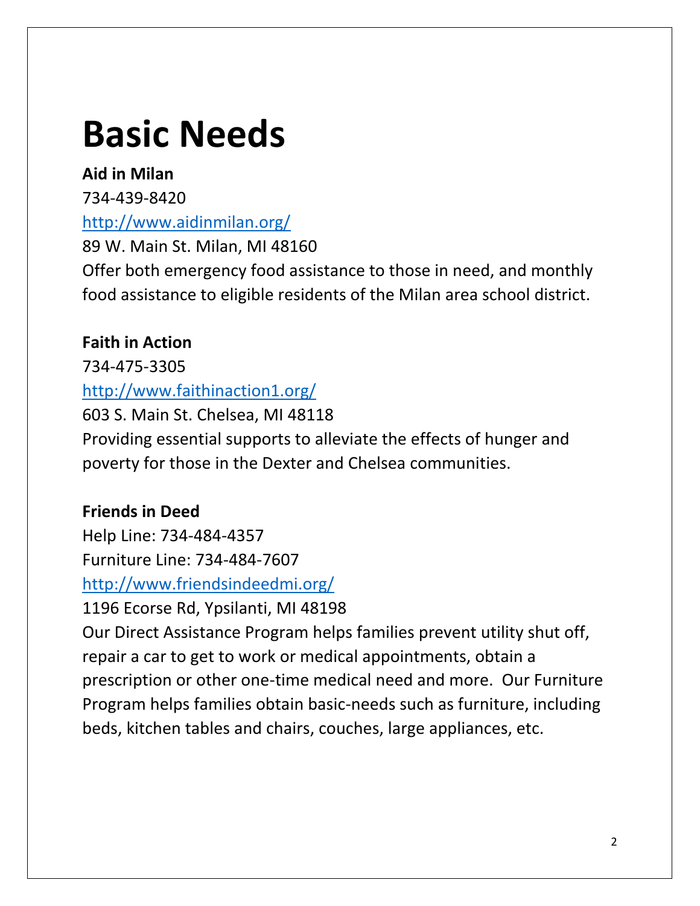# Basic Needs

**Aid in Milan**
734-439-8420
http://www.aidinmilan.org/
89 W. Main St. Milan, MI 48160
Offer both emergency food assistance to those in need, and monthly food assistance to eligible residents of the Milan area school district.

**Faith in Action**
734-475-3305
http://www.faithinaction1.org/
603 S. Main St. Chelsea, MI 48118
Providing essential supports to alleviate the effects of hunger and poverty for those in the Dexter and Chelsea communities.

**Friends in Deed**
Help Line: 734-484-4357
Furniture Line: 734-484-7607
http://www.friendsindeedmi.org/
1196 Ecorse Rd, Ypsilanti, MI 48198
Our Direct Assistance Program helps families prevent utility shut off, repair a car to get to work or medical appointments, obtain a prescription or other one-time medical need and more. Our Furniture Program helps families obtain basic-needs such as furniture, including beds, kitchen tables and chairs, couches, large appliances, etc.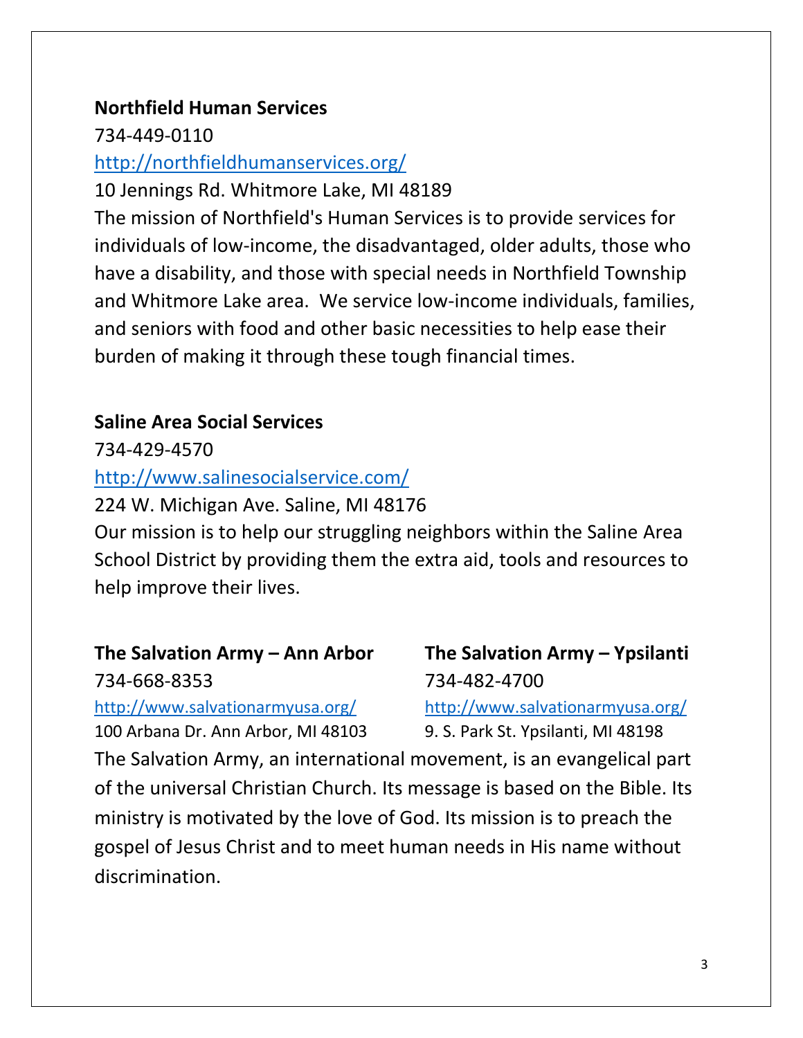**Northfield Human Services**

734-449-0110

http://northfieldhumanservices.org/

10 Jennings Rd. Whitmore Lake, MI 48189

The mission of Northfield's Human Services is to provide services for individuals of low-income, the disadvantaged, older adults, those who have a disability, and those with special needs in Northfield Township and Whitmore Lake area. We service low-income individuals, families, and seniors with food and other basic necessities to help ease their burden of making it through these tough financial times.

**Saline Area Social Services**

734-429-4570

http://www.salinesocialservice.com/

224 W. Michigan Ave. Saline, MI 48176

Our mission is to help our struggling neighbors within the Saline Area School District by providing them the extra aid, tools and resources to help improve their lives.

**The Salvation Army – Ann Arbor**

734-668-8353

http://www.salvationarmyusa.org/

100 Arbana Dr. Ann Arbor, MI 48103

**The Salvation Army – Ypsilanti**

734-482-4700

http://www.salvationarmyusa.org/

9. S. Park St. Ypsilanti, MI 48198

The Salvation Army, an international movement, is an evangelical part of the universal Christian Church. Its message is based on the Bible. Its ministry is motivated by the love of God. Its mission is to preach the gospel of Jesus Christ and to meet human needs in His name without discrimination.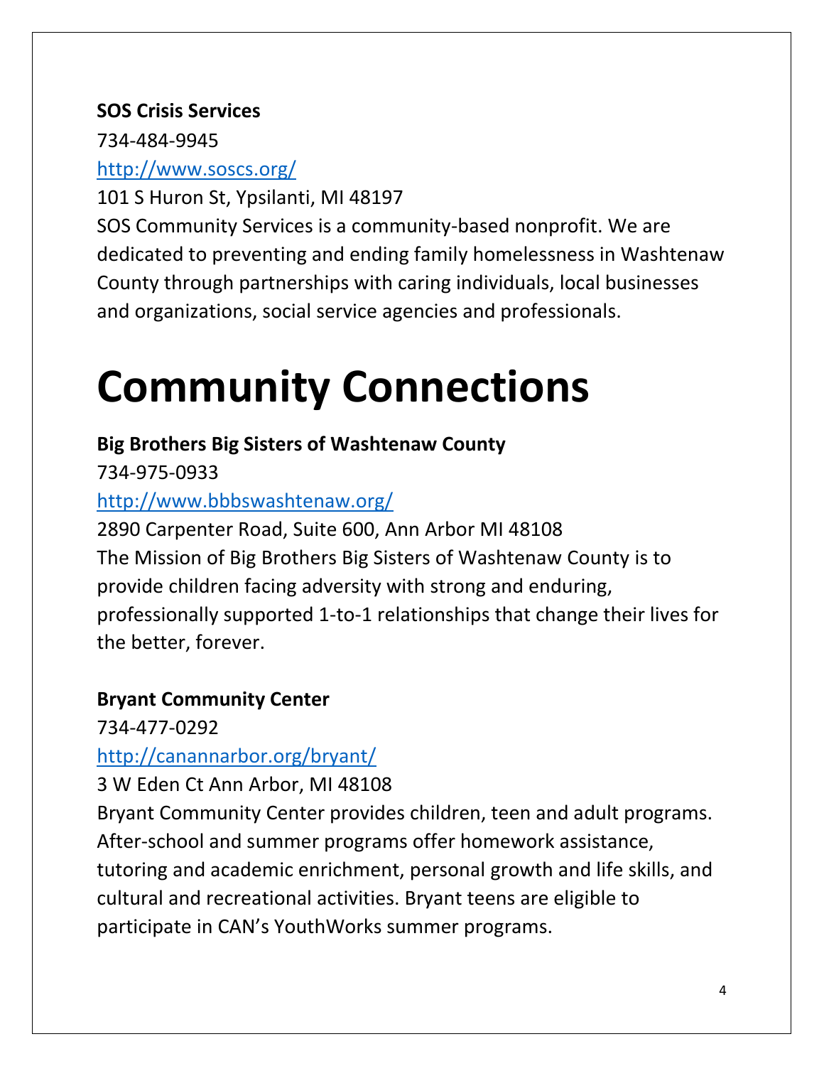**SOS Crisis Services**

734-484-9945

http://www.soscs.org/

101 S Huron St, Ypsilanti, MI 48197

SOS Community Services is a community-based nonprofit. We are dedicated to preventing and ending family homelessness in Washtenaw County through partnerships with caring individuals, local businesses and organizations, social service agencies and professionals.

# Community Connections

**Big Brothers Big Sisters of Washtenaw County**

734-975-0933

http://www.bbbswashtenaw.org/

2890 Carpenter Road, Suite 600, Ann Arbor MI 48108

The Mission of Big Brothers Big Sisters of Washtenaw County is to provide children facing adversity with strong and enduring, professionally supported 1-to-1 relationships that change their lives for the better, forever.

**Bryant Community Center**

734-477-0292

http://canannarbor.org/bryant/

3 W Eden Ct Ann Arbor, MI 48108

Bryant Community Center provides children, teen and adult programs. After-school and summer programs offer homework assistance, tutoring and academic enrichment, personal growth and life skills, and cultural and recreational activities. Bryant teens are eligible to participate in CAN's YouthWorks summer programs.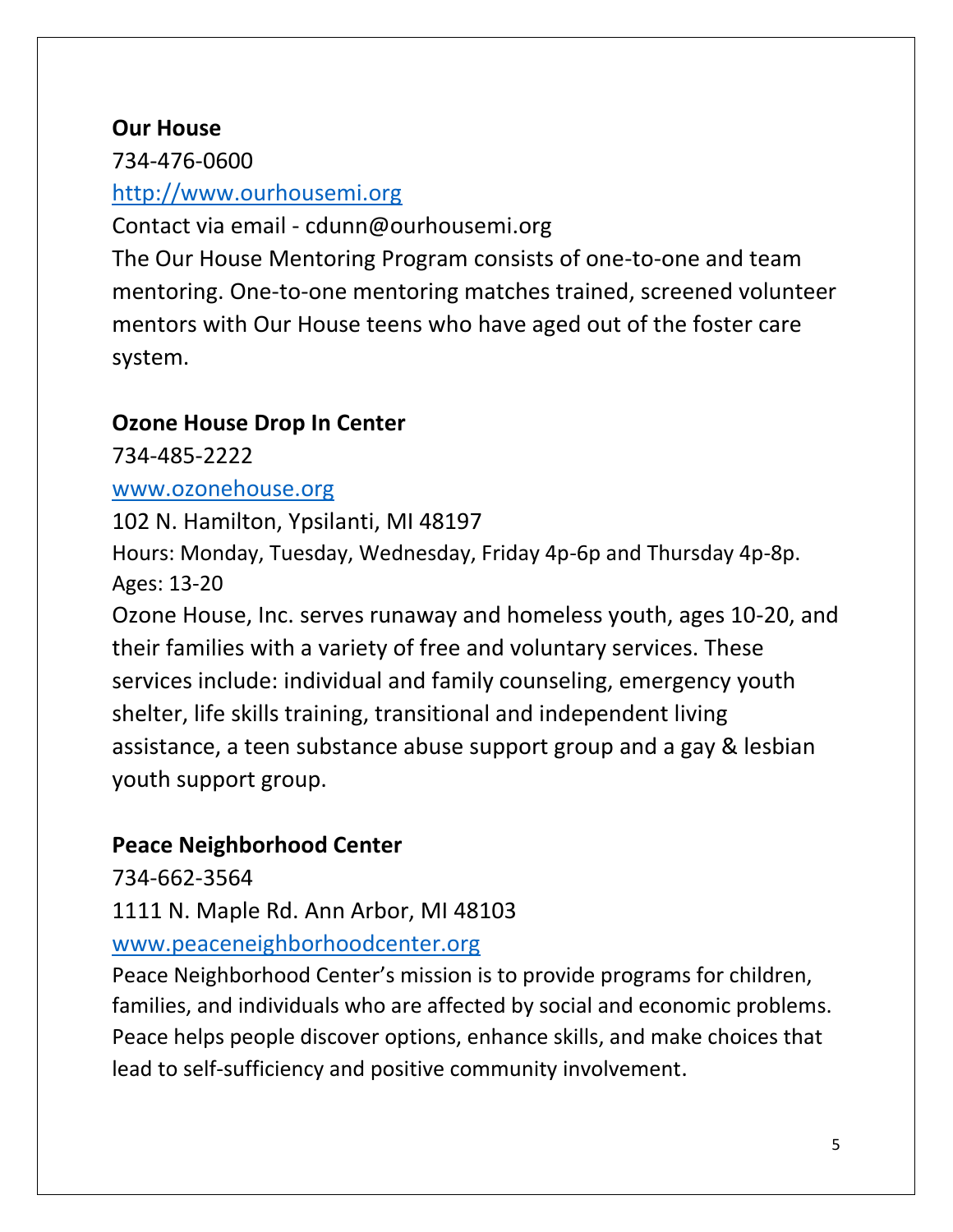**Our House**

734-476-0600

http://www.ourhousemi.org

Contact via email - cdunn@ourhousemi.org

The Our House Mentoring Program consists of one-to-one and team mentoring. One-to-one mentoring matches trained, screened volunteer mentors with Our House teens who have aged out of the foster care system.

**Ozone House Drop In Center**

734-485-2222

www.ozonehouse.org

102 N. Hamilton, Ypsilanti, MI 48197

Hours: Monday, Tuesday, Wednesday, Friday 4p-6p and Thursday 4p-8p.

Ages: 13-20

Ozone House, Inc. serves runaway and homeless youth, ages 10-20, and their families with a variety of free and voluntary services. These services include: individual and family counseling, emergency youth shelter, life skills training, transitional and independent living assistance, a teen substance abuse support group and a gay & lesbian youth support group.

**Peace Neighborhood Center**

734-662-3564

1111 N. Maple Rd. Ann Arbor, MI 48103

www.peaceneighborhoodcenter.org

Peace Neighborhood Center's mission is to provide programs for children, families, and individuals who are affected by social and economic problems. Peace helps people discover options, enhance skills, and make choices that lead to self-sufficiency and positive community involvement.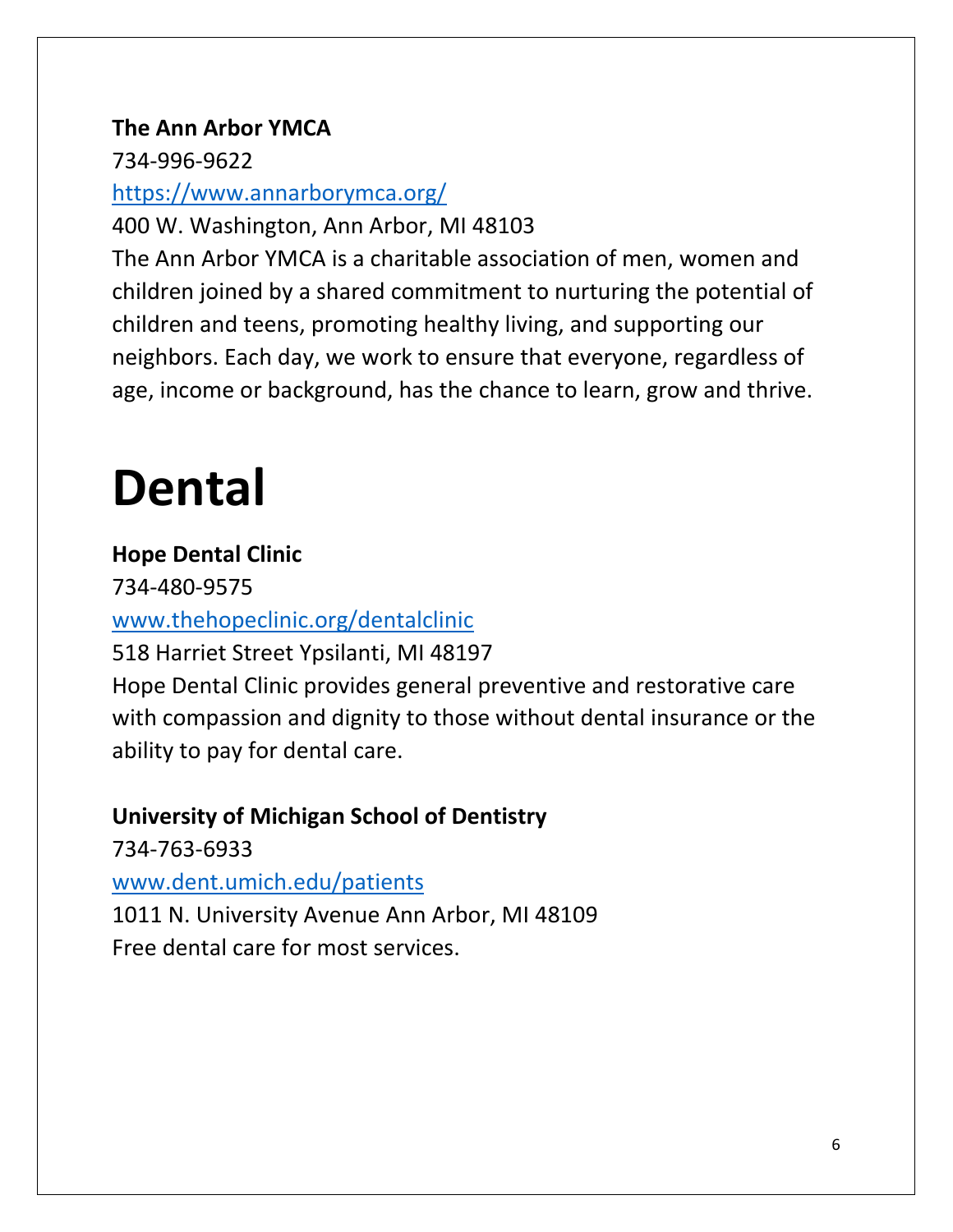**The Ann Arbor YMCA**

734-996-9622

https://www.annarborymca.org/

400 W. Washington, Ann Arbor, MI 48103

The Ann Arbor YMCA is a charitable association of men, women and children joined by a shared commitment to nurturing the potential of children and teens, promoting healthy living, and supporting our neighbors. Each day, we work to ensure that everyone, regardless of age, income or background, has the chance to learn, grow and thrive.

# Dental

**Hope Dental Clinic**

734-480-9575

www.thehopeclinic.org/dentalclinic

518 Harriet Street Ypsilanti, MI 48197

Hope Dental Clinic provides general preventive and restorative care with compassion and dignity to those without dental insurance or the ability to pay for dental care.

**University of Michigan School of Dentistry**

734-763-6933

www.dent.umich.edu/patients

1011 N. University Avenue Ann Arbor, MI 48109

Free dental care for most services.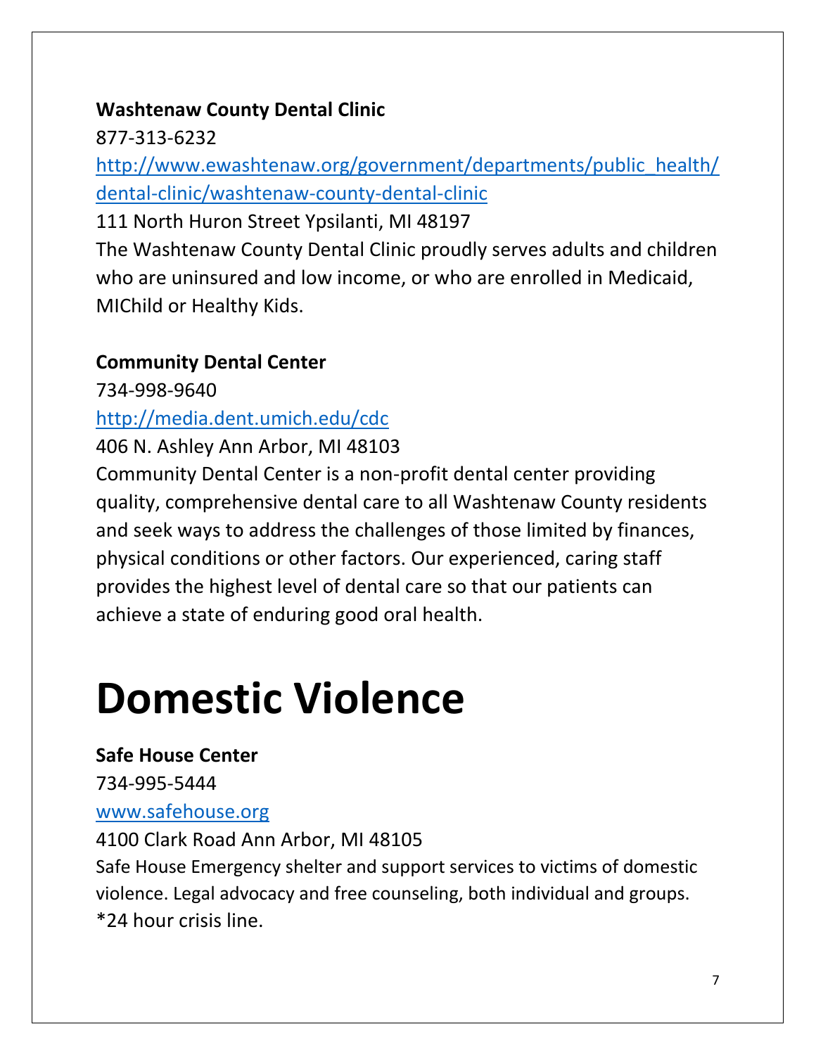**Washtenaw County Dental Clinic**

877-313-6232

http://www.ewashtenaw.org/government/departments/public_health/dental-clinic/washtenaw-county-dental-clinic

111 North Huron Street Ypsilanti, MI 48197

The Washtenaw County Dental Clinic proudly serves adults and children who are uninsured and low income, or who are enrolled in Medicaid, MIChild or Healthy Kids.

**Community Dental Center**

734-998-9640

http://media.dent.umich.edu/cdc

406 N. Ashley Ann Arbor, MI 48103

Community Dental Center is a non-profit dental center providing quality, comprehensive dental care to all Washtenaw County residents and seek ways to address the challenges of those limited by finances, physical conditions or other factors. Our experienced, caring staff provides the highest level of dental care so that our patients can achieve a state of enduring good oral health.

# Domestic Violence

**Safe House Center**

734-995-5444

www.safehouse.org

4100 Clark Road Ann Arbor, MI 48105

Safe House Emergency shelter and support services to victims of domestic violence. Legal advocacy and free counseling, both individual and groups. *24 hour crisis line.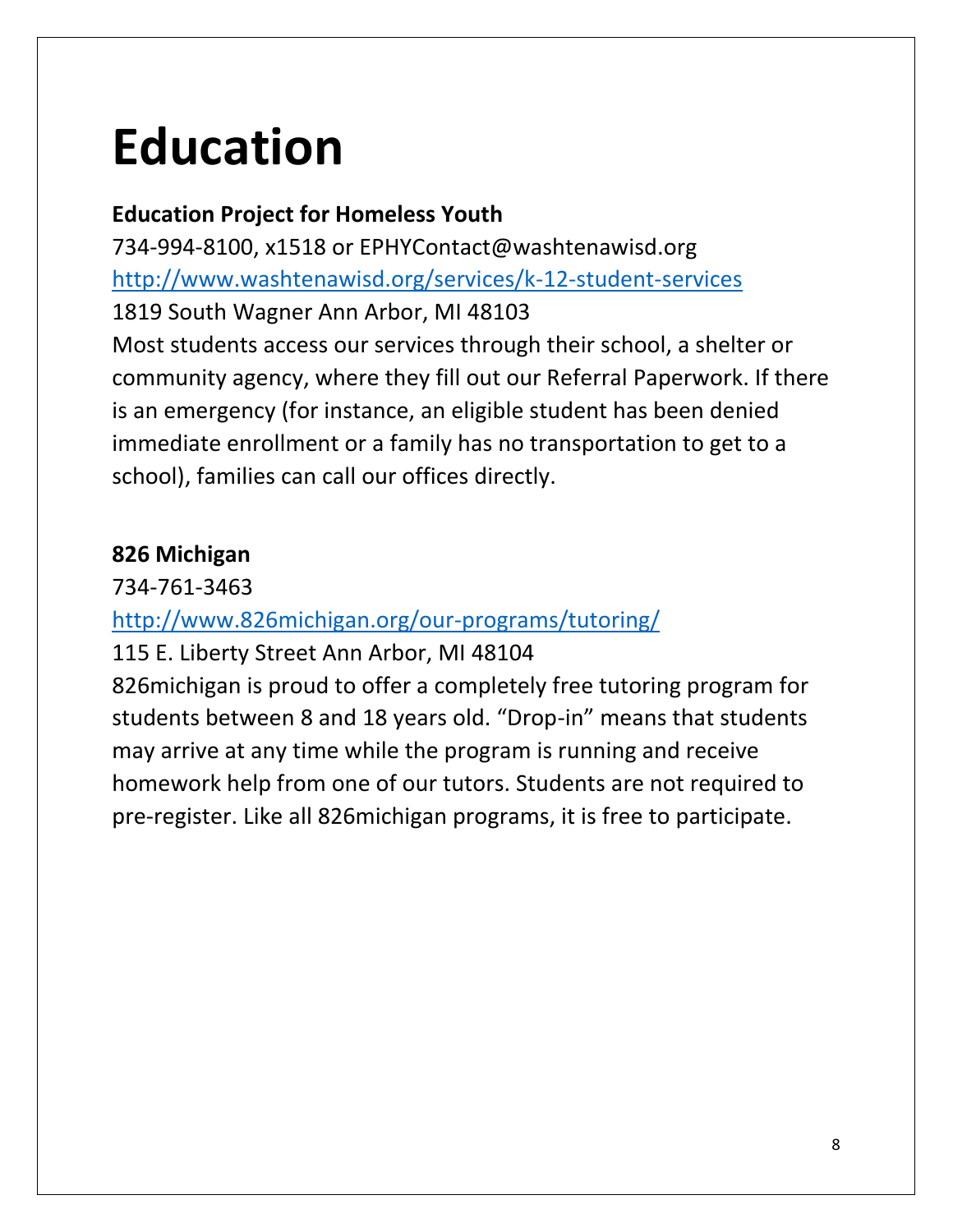# Education

**Education Project for Homeless Youth**

734-994-8100, x1518 or EPHYContact@washtenawisd.org

[http://www.washtenawisd.org/services/k-12-student-services](http://www.washtenawisd.org/services/k-12-student-services)

1819 South Wagner Ann Arbor, MI 48103

Most students access our services through their school, a shelter or community agency, where they fill out our Referral Paperwork. If there is an emergency (for instance, an eligible student has been denied immediate enrollment or a family has no transportation to get to a school), families can call our offices directly.

**826 Michigan**

734-761-3463

[http://www.826michigan.org/our-programs/tutoring/](http://www.826michigan.org/our-programs/tutoring/)

115 E. Liberty Street Ann Arbor, MI 48104

826michigan is proud to offer a completely free tutoring program for students between 8 and 18 years old. "Drop-in" means that students may arrive at any time while the program is running and receive homework help from one of our tutors. Students are not required to pre-register. Like all 826michigan programs, it is free to participate.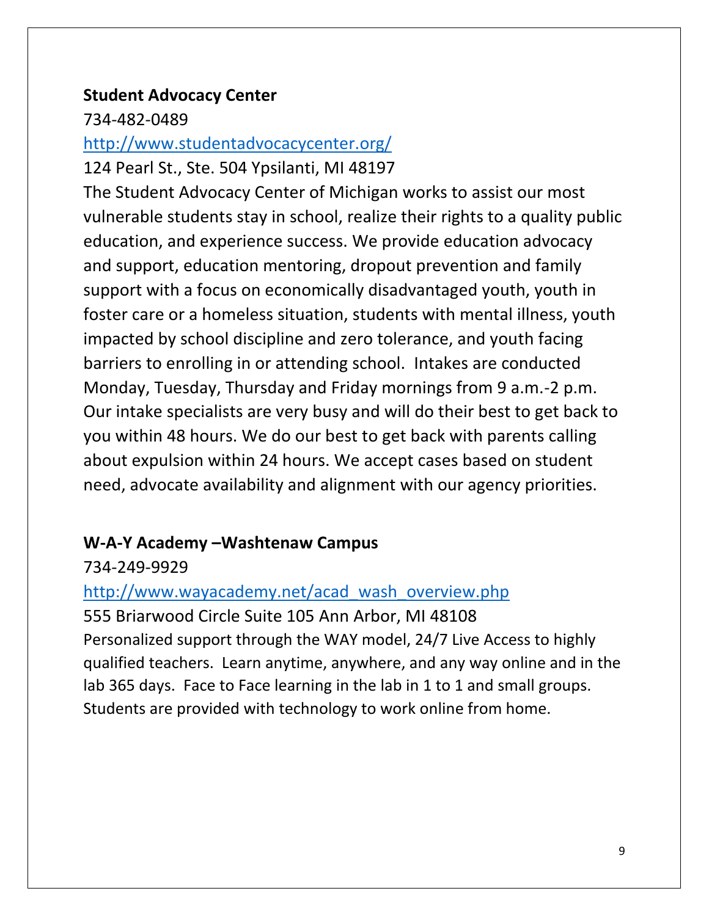**Student Advocacy Center**

734-482-0489

http://www.studentadvocacycenter.org/

124 Pearl St., Ste. 504 Ypsilanti, MI 48197

The Student Advocacy Center of Michigan works to assist our most vulnerable students stay in school, realize their rights to a quality public education, and experience success. We provide education advocacy and support, education mentoring, dropout prevention and family support with a focus on economically disadvantaged youth, youth in foster care or a homeless situation, students with mental illness, youth impacted by school discipline and zero tolerance, and youth facing barriers to enrolling in or attending school. Intakes are conducted Monday, Tuesday, Thursday and Friday mornings from 9 a.m.-2 p.m. Our intake specialists are very busy and will do their best to get back to you within 48 hours. We do our best to get back with parents calling about expulsion within 24 hours. We accept cases based on student need, advocate availability and alignment with our agency priorities.

**W-A-Y Academy –Washtenaw Campus**

734-249-9929

http://www.wayacademy.net/acad_wash_overview.php

555 Briarwood Circle Suite 105 Ann Arbor, MI 48108

Personalized support through the WAY model, 24/7 Live Access to highly qualified teachers. Learn anytime, anywhere, and any way online and in the lab 365 days. Face to Face learning in the lab in 1 to 1 and small groups. Students are provided with technology to work online from home.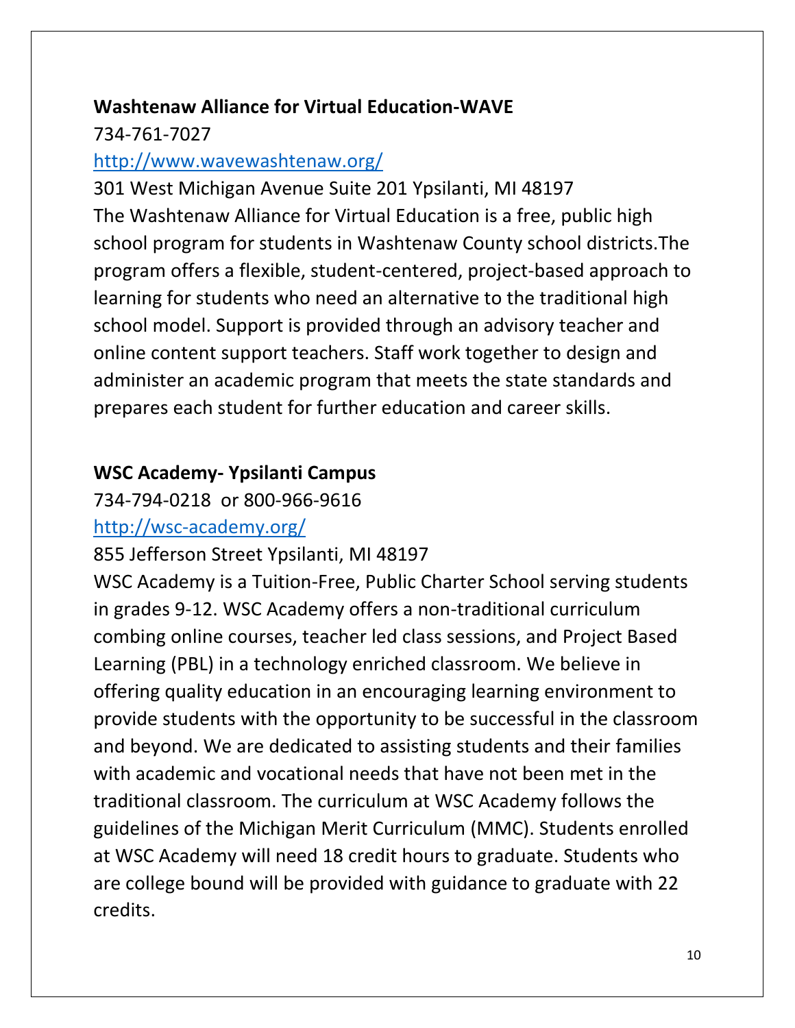**Washtenaw Alliance for Virtual Education-WAVE**

734-761-7027

http://www.wavewashtenaw.org/

301 West Michigan Avenue Suite 201 Ypsilanti, MI 48197

The Washtenaw Alliance for Virtual Education is a free, public high school program for students in Washtenaw County school districts.The program offers a flexible, student-centered, project-based approach to learning for students who need an alternative to the traditional high school model. Support is provided through an advisory teacher and online content support teachers. Staff work together to design and administer an academic program that meets the state standards and prepares each student for further education and career skills.

**WSC Academy- Ypsilanti Campus**

734-794-0218 or 800-966-9616

http://wsc-academy.org/

855 Jefferson Street Ypsilanti, MI 48197

WSC Academy is a Tuition-Free, Public Charter School serving students in grades 9-12. WSC Academy offers a non-traditional curriculum combing online courses, teacher led class sessions, and Project Based Learning (PBL) in a technology enriched classroom. We believe in offering quality education in an encouraging learning environment to provide students with the opportunity to be successful in the classroom and beyond. We are dedicated to assisting students and their families with academic and vocational needs that have not been met in the traditional classroom. The curriculum at WSC Academy follows the guidelines of the Michigan Merit Curriculum (MMC). Students enrolled at WSC Academy will need 18 credit hours to graduate. Students who are college bound will be provided with guidance to graduate with 22 credits.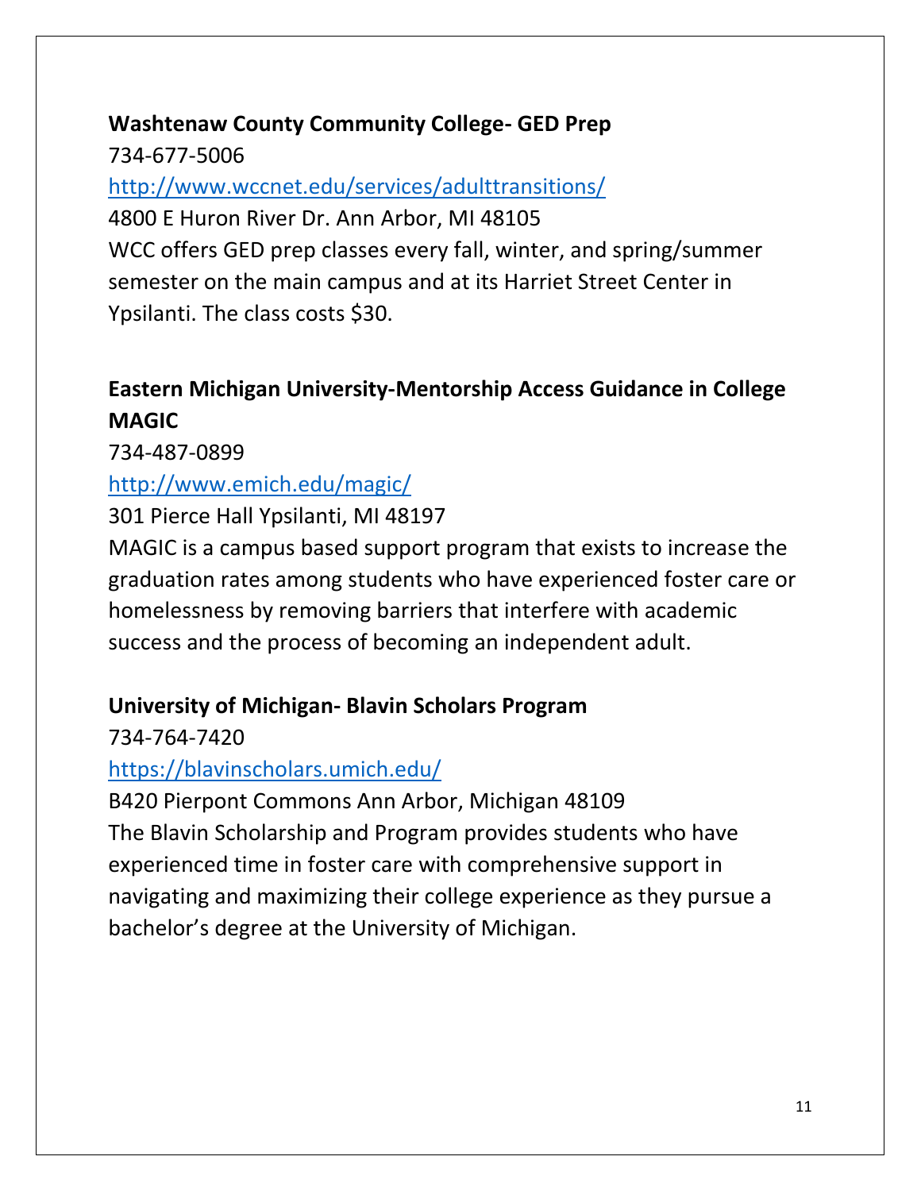**Washtenaw County Community College- GED Prep**

734-677-5006

http://www.wccnet.edu/services/adulttransitions/

4800 E Huron River Dr. Ann Arbor, MI 48105

WCC offers GED prep classes every fall, winter, and spring/summer semester on the main campus and at its Harriet Street Center in Ypsilanti. The class costs $30.

**Eastern Michigan University-Mentorship Access Guidance in College MAGIC**

734-487-0899

http://www.emich.edu/magic/

301 Pierce Hall Ypsilanti, MI 48197

MAGIC is a campus based support program that exists to increase the graduation rates among students who have experienced foster care or homelessness by removing barriers that interfere with academic success and the process of becoming an independent adult.

**University of Michigan- Blavin Scholars Program**

734-764-7420

https://blavinscholars.umich.edu/

B420 Pierpont Commons Ann Arbor, Michigan 48109

The Blavin Scholarship and Program provides students who have experienced time in foster care with comprehensive support in navigating and maximizing their college experience as they pursue a bachelor's degree at the University of Michigan.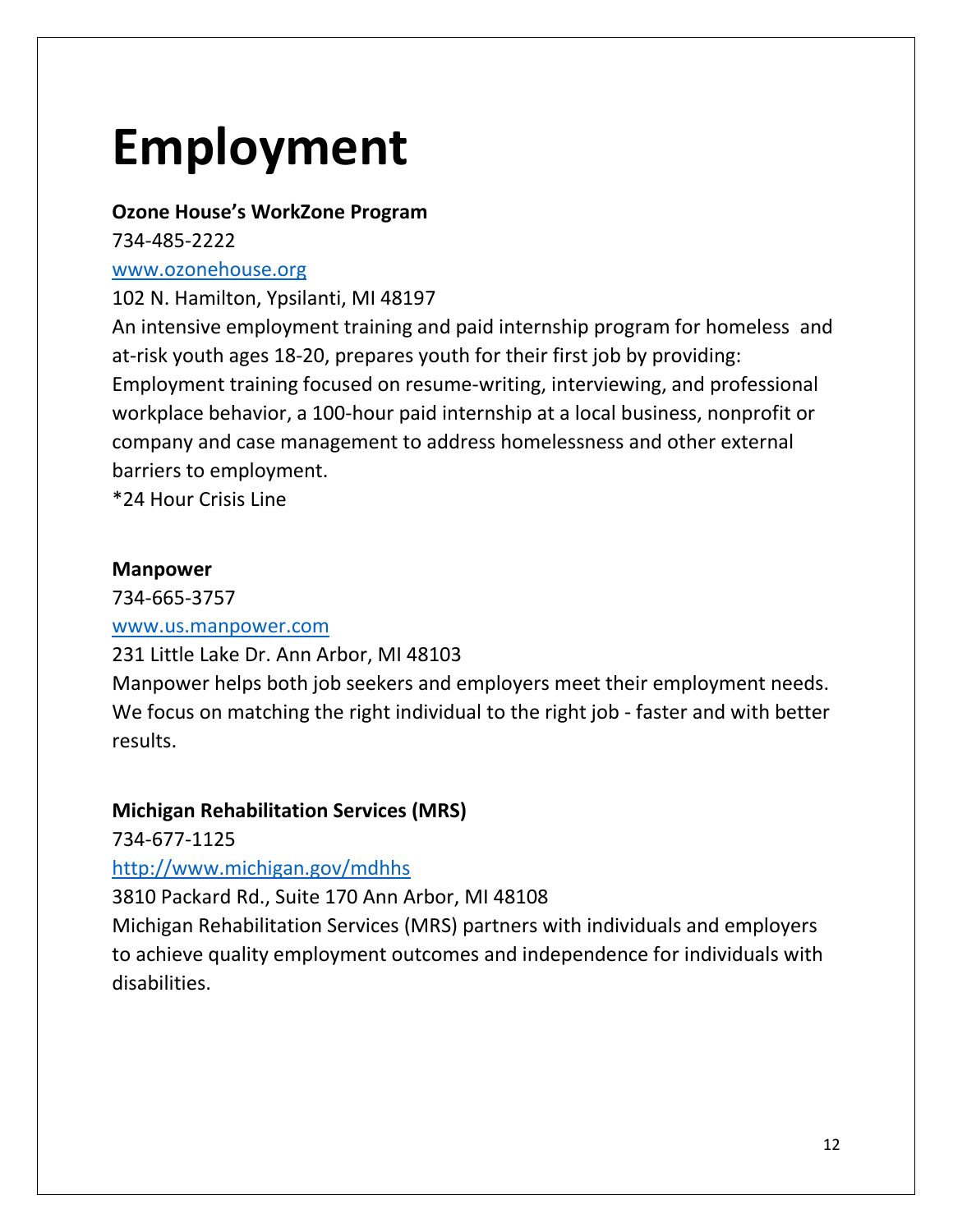# Employment

**Ozone House's WorkZone Program**

734-485-2222

www.ozonehouse.org

102 N. Hamilton, Ypsilanti, MI 48197

An intensive employment training and paid internship program for homeless and at-risk youth ages 18-20, prepares youth for their first job by providing: Employment training focused on resume-writing, interviewing, and professional workplace behavior, a 100-hour paid internship at a local business, nonprofit or company and case management to address homelessness and other external barriers to employment.

*24 Hour Crisis Line

**Manpower**

734-665-3757

www.us.manpower.com

231 Little Lake Dr. Ann Arbor, MI 48103

Manpower helps both job seekers and employers meet their employment needs. We focus on matching the right individual to the right job - faster and with better results.

**Michigan Rehabilitation Services (MRS)**

734-677-1125

http://www.michigan.gov/mdhhs

3810 Packard Rd., Suite 170 Ann Arbor, MI 48108

Michigan Rehabilitation Services (MRS) partners with individuals and employers to achieve quality employment outcomes and independence for individuals with disabilities.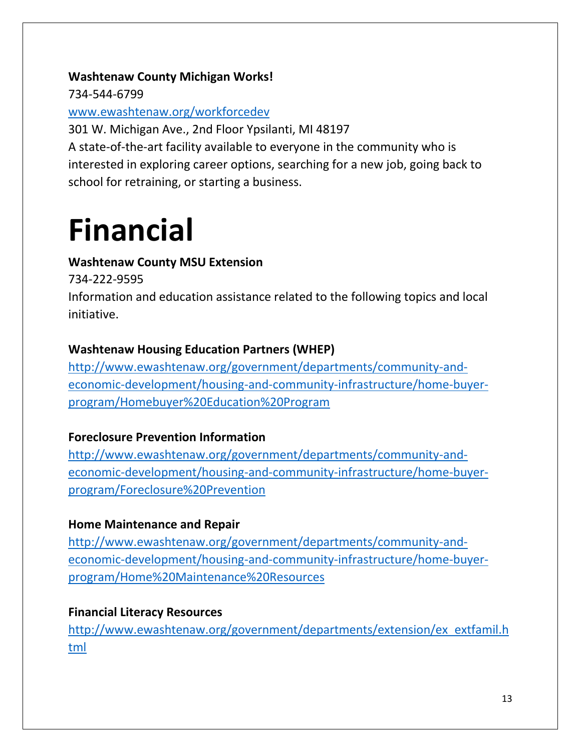**Washtenaw County Michigan Works!**
734-544-6799
[www.ewashtenaw.org/workforcedev](www.ewashtenaw.org/workforcedev)
301 W. Michigan Ave., 2nd Floor Ypsilanti, MI 48197
A state-of-the-art facility available to everyone in the community who is interested in exploring career options, searching for a new job, going back to school for retraining, or starting a business.

# Financial

**Washtenaw County MSU Extension**
734-222-9595
Information and education assistance related to the following topics and local initiative.

**Washtenaw Housing Education Partners (WHEP)**
http://www.ewashtenaw.org/government/departments/community-and-economic-development/housing-and-community-infrastructure/home-buyer-program/Homebuyer%20Education%20Program

**Foreclosure Prevention Information**
http://www.ewashtenaw.org/government/departments/community-and-economic-development/housing-and-community-infrastructure/home-buyer-program/Foreclosure%20Prevention

**Home Maintenance and Repair**
http://www.ewashtenaw.org/government/departments/community-and-economic-development/housing-and-community-infrastructure/home-buyer-program/Home%20Maintenance%20Resources

**Financial Literacy Resources**
http://www.ewashtenaw.org/government/departments/extension/ex_extfamil.html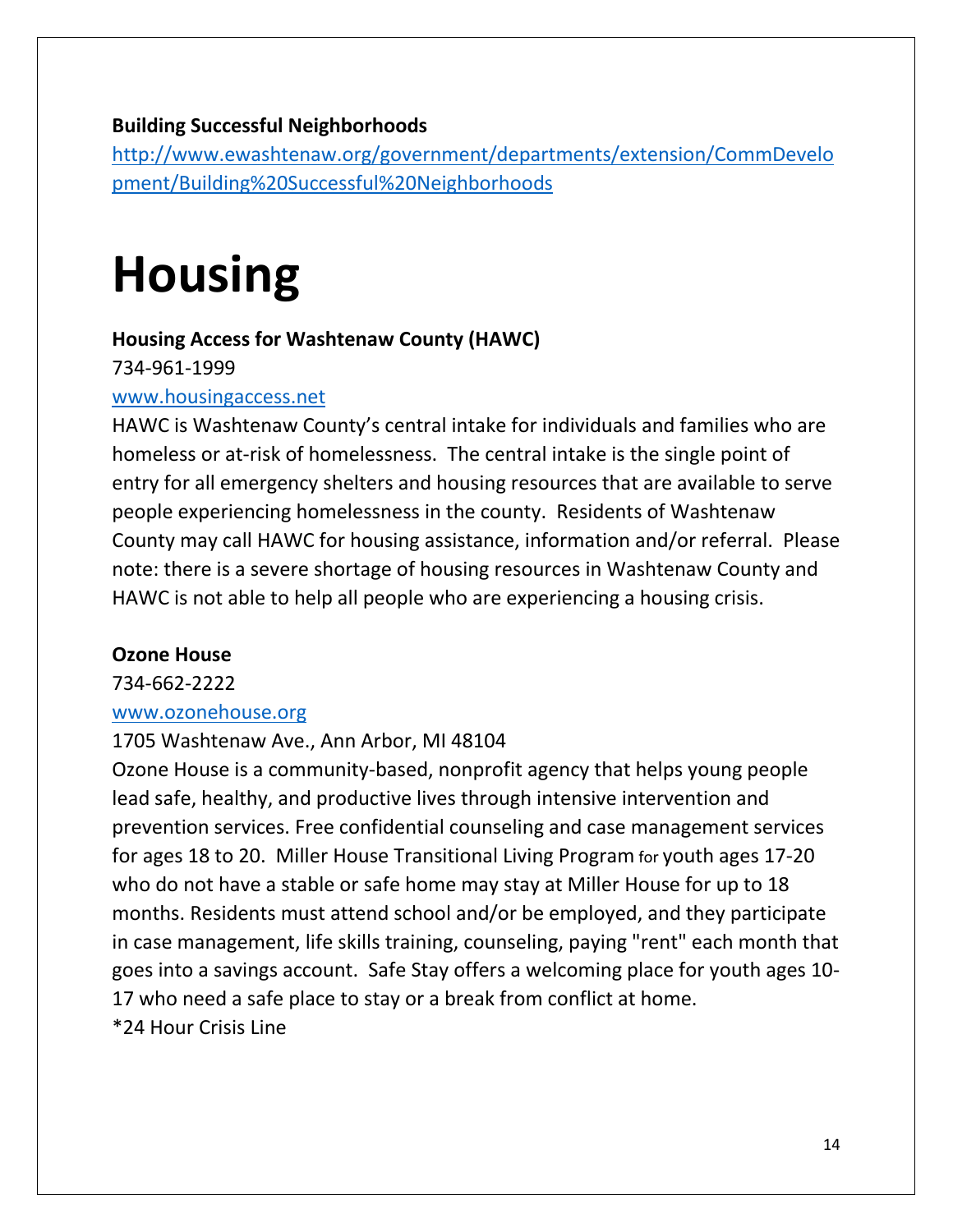**Building Successful Neighborhoods**

http://www.ewashtenaw.org/government/departments/extension/CommDevelopment/Building%20Successful%20Neighborhoods

# Housing

**Housing Access for Washtenaw County (HAWC)**

734-961-1999

www.housingaccess.net

HAWC is Washtenaw County's central intake for individuals and families who are homeless or at-risk of homelessness. The central intake is the single point of entry for all emergency shelters and housing resources that are available to serve people experiencing homelessness in the county. Residents of Washtenaw County may call HAWC for housing assistance, information and/or referral. Please note: there is a severe shortage of housing resources in Washtenaw County and HAWC is not able to help all people who are experiencing a housing crisis.

**Ozone House**

734-662-2222

www.ozonehouse.org

1705 Washtenaw Ave., Ann Arbor, MI 48104

Ozone House is a community-based, nonprofit agency that helps young people lead safe, healthy, and productive lives through intensive intervention and prevention services. Free confidential counseling and case management services for ages 18 to 20. Miller House Transitional Living Program for youth ages 17-20 who do not have a stable or safe home may stay at Miller House for up to 18 months. Residents must attend school and/or be employed, and they participate in case management, life skills training, counseling, paying "rent" each month that goes into a savings account. Safe Stay offers a welcoming place for youth ages 10-17 who need a safe place to stay or a break from conflict at home.

*24 Hour Crisis Line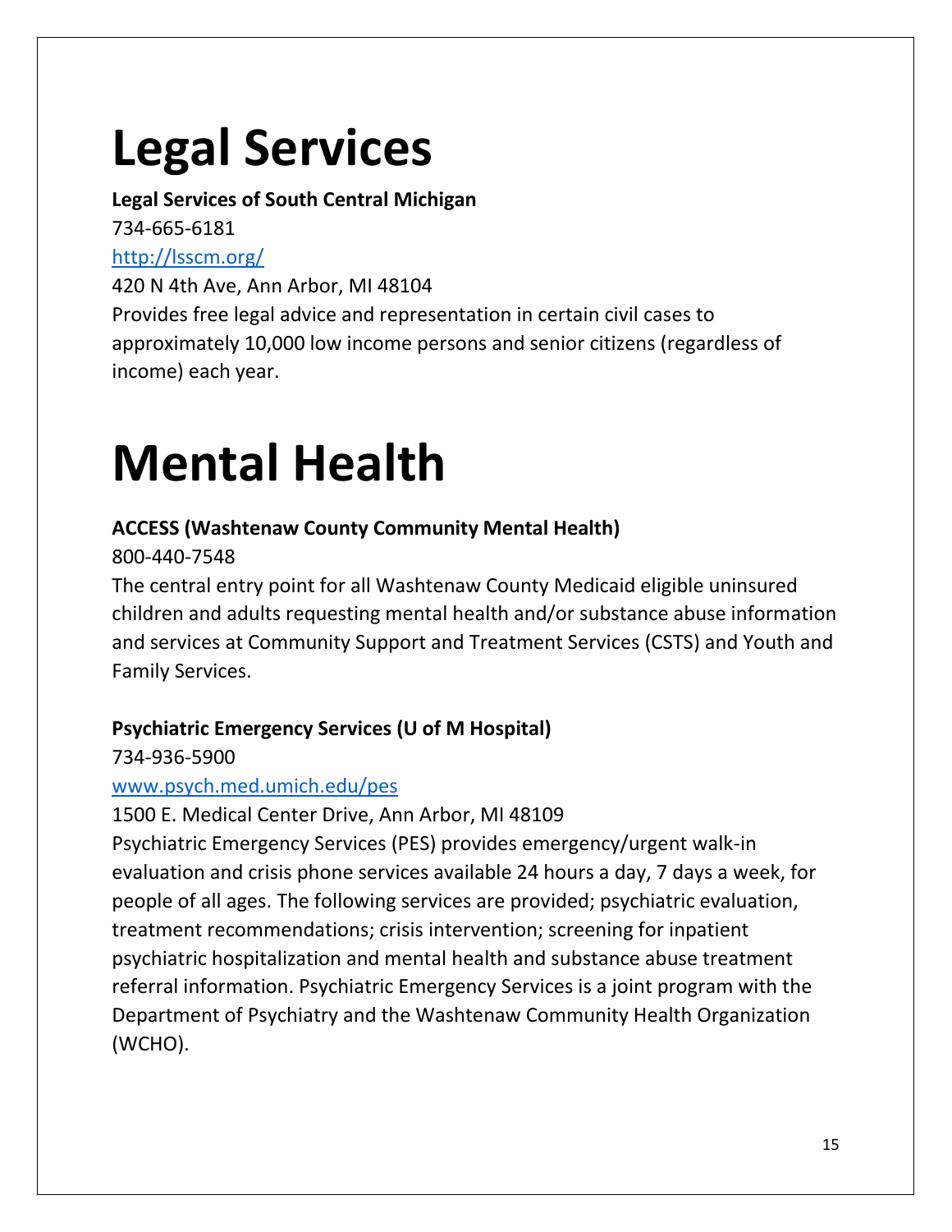# Legal Services

**Legal Services of South Central Michigan**

734-665-6181

[http://lsscm.org/](http://lsscm.org/)

420 N 4th Ave, Ann Arbor, MI 48104

Provides free legal advice and representation in certain civil cases to approximately 10,000 low income persons and senior citizens (regardless of income) each year.

# Mental Health

**ACCESS (Washtenaw County Community Mental Health)**

800-440-7548

The central entry point for all Washtenaw County Medicaid eligible uninsured children and adults requesting mental health and/or substance abuse information and services at Community Support and Treatment Services (CSTS) and Youth and Family Services.

**Psychiatric Emergency Services (U of M Hospital)**

734-936-5900

[www.psych.med.umich.edu/pes](www.psych.med.umich.edu/pes)

1500 E. Medical Center Drive, Ann Arbor, MI 48109

Psychiatric Emergency Services (PES) provides emergency/urgent walk-in evaluation and crisis phone services available 24 hours a day, 7 days a week, for people of all ages. The following services are provided; psychiatric evaluation, treatment recommendations; crisis intervention; screening for inpatient psychiatric hospitalization and mental health and substance abuse treatment referral information. Psychiatric Emergency Services is a joint program with the Department of Psychiatry and the Washtenaw Community Health Organization (WCHO).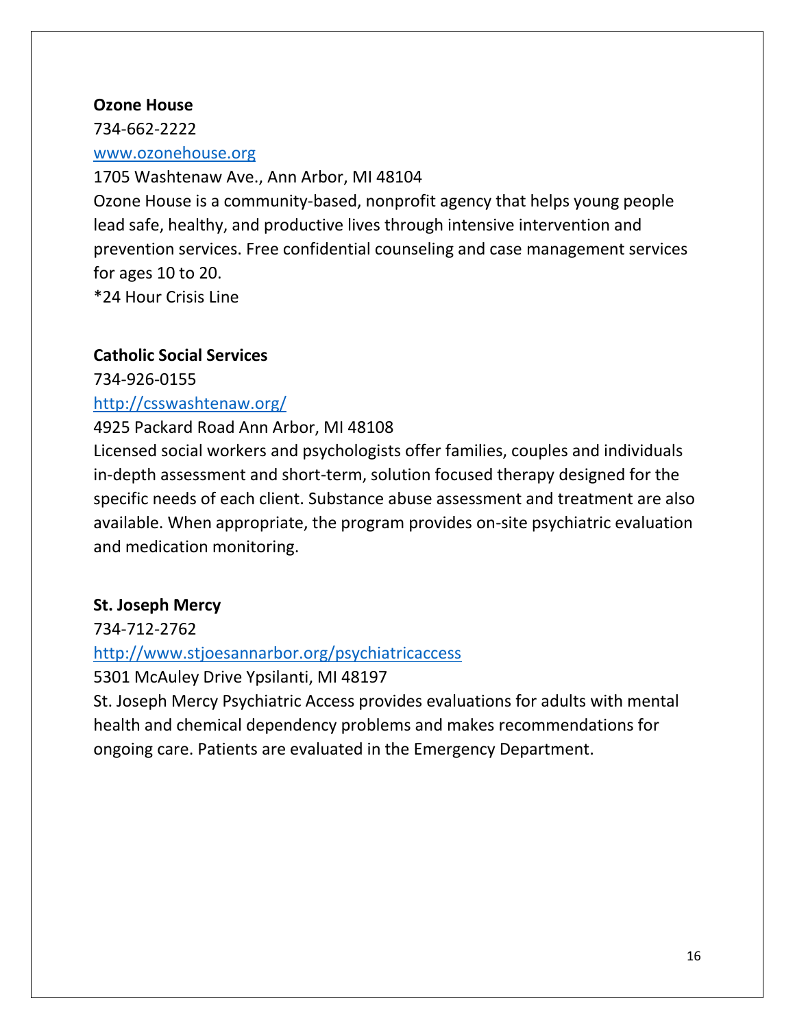**Ozone House**

734-662-2222

[www.ozonehouse.org](www.ozonehouse.org)

1705 Washtenaw Ave., Ann Arbor, MI 48104

Ozone House is a community-based, nonprofit agency that helps young people lead safe, healthy, and productive lives through intensive intervention and prevention services. Free confidential counseling and case management services for ages 10 to 20.

*24 Hour Crisis Line

**Catholic Social Services**

734-926-0155

[http://csswashtenaw.org/](http://csswashtenaw.org/)

4925 Packard Road Ann Arbor, MI 48108

Licensed social workers and psychologists offer families, couples and individuals in-depth assessment and short-term, solution focused therapy designed for the specific needs of each client. Substance abuse assessment and treatment are also available. When appropriate, the program provides on-site psychiatric evaluation and medication monitoring.

**St. Joseph Mercy**

734-712-2762

[http://www.stjoesannarbor.org/psychiatricaccess](http://www.stjoesannarbor.org/psychiatricaccess)

5301 McAuley Drive Ypsilanti, MI 48197

St. Joseph Mercy Psychiatric Access provides evaluations for adults with mental health and chemical dependency problems and makes recommendations for ongoing care. Patients are evaluated in the Emergency Department.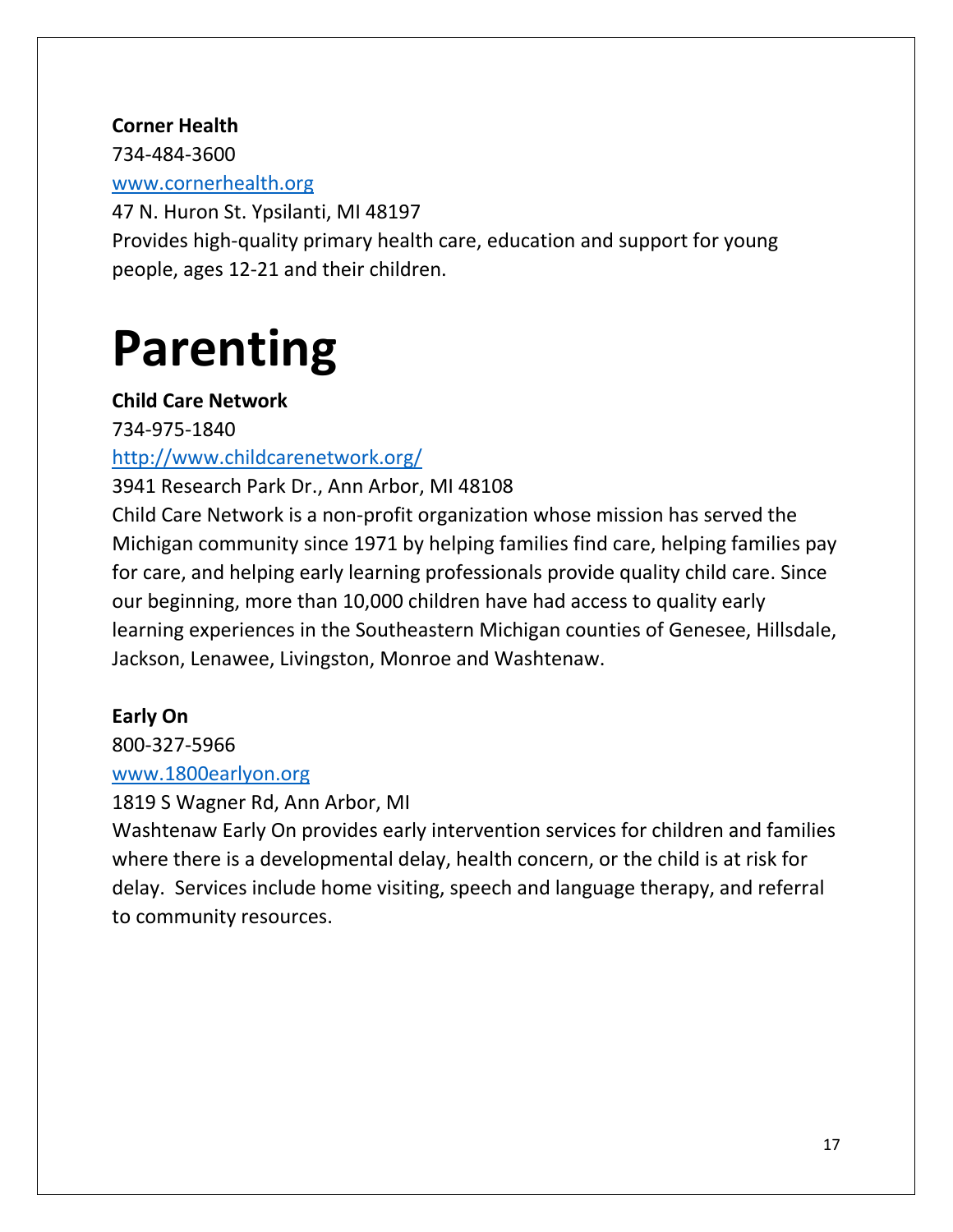**Corner Health**
734-484-3600
[www.cornerhealth.org](http://www.cornerhealth.org)
47 N. Huron St. Ypsilanti, MI 48197
Provides high-quality primary health care, education and support for young people, ages 12-21 and their children.

# Parenting

**Child Care Network**
734-975-1840
[http://www.childcarenetwork.org/](http://www.childcarenetwork.org/)
3941 Research Park Dr., Ann Arbor, MI 48108
Child Care Network is a non-profit organization whose mission has served the Michigan community since 1971 by helping families find care, helping families pay for care, and helping early learning professionals provide quality child care. Since our beginning, more than 10,000 children have had access to quality early learning experiences in the Southeastern Michigan counties of Genesee, Hillsdale, Jackson, Lenawee, Livingston, Monroe and Washtenaw.

**Early On**
800-327-5966
[www.1800earlyon.org](http://www.1800earlyon.org)
1819 S Wagner Rd, Ann Arbor, MI
Washtenaw Early On provides early intervention services for children and families where there is a developmental delay, health concern, or the child is at risk for delay. Services include home visiting, speech and language therapy, and referral to community resources.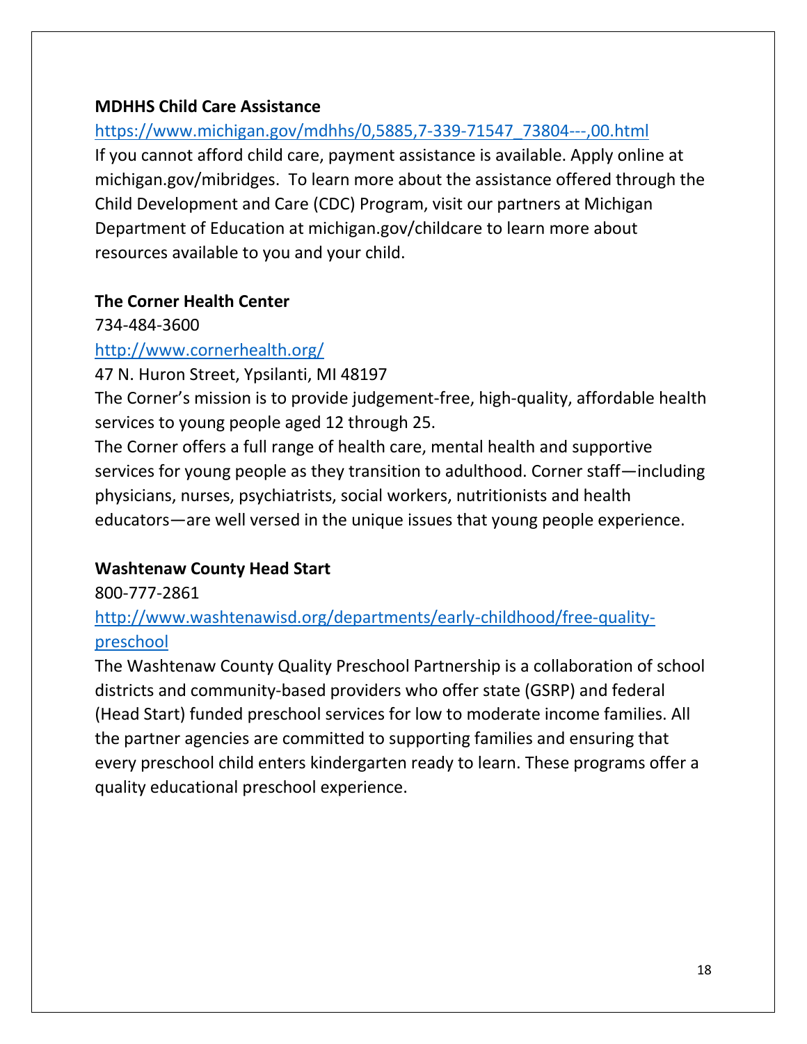**MDHHS Child Care Assistance**

https://www.michigan.gov/mdhhs/0,5885,7-339-71547_73804---,00.html

If you cannot afford child care, payment assistance is available. Apply online at michigan.gov/mibridges. To learn more about the assistance offered through the Child Development and Care (CDC) Program, visit our partners at Michigan Department of Education at michigan.gov/childcare to learn more about resources available to you and your child.

**The Corner Health Center**

734-484-3600

http://www.cornerhealth.org/

47 N. Huron Street, Ypsilanti, MI 48197

The Corner's mission is to provide judgement-free, high-quality, affordable health services to young people aged 12 through 25.

The Corner offers a full range of health care, mental health and supportive services for young people as they transition to adulthood. Corner staff—including physicians, nurses, psychiatrists, social workers, nutritionists and health educators—are well versed in the unique issues that young people experience.

**Washtenaw County Head Start**

800-777-2861

http://www.washtenawisd.org/departments/early-childhood/free-quality-preschool

The Washtenaw County Quality Preschool Partnership is a collaboration of school districts and community-based providers who offer state (GSRP) and federal (Head Start) funded preschool services for low to moderate income families. All the partner agencies are committed to supporting families and ensuring that every preschool child enters kindergarten ready to learn. These programs offer a quality educational preschool experience.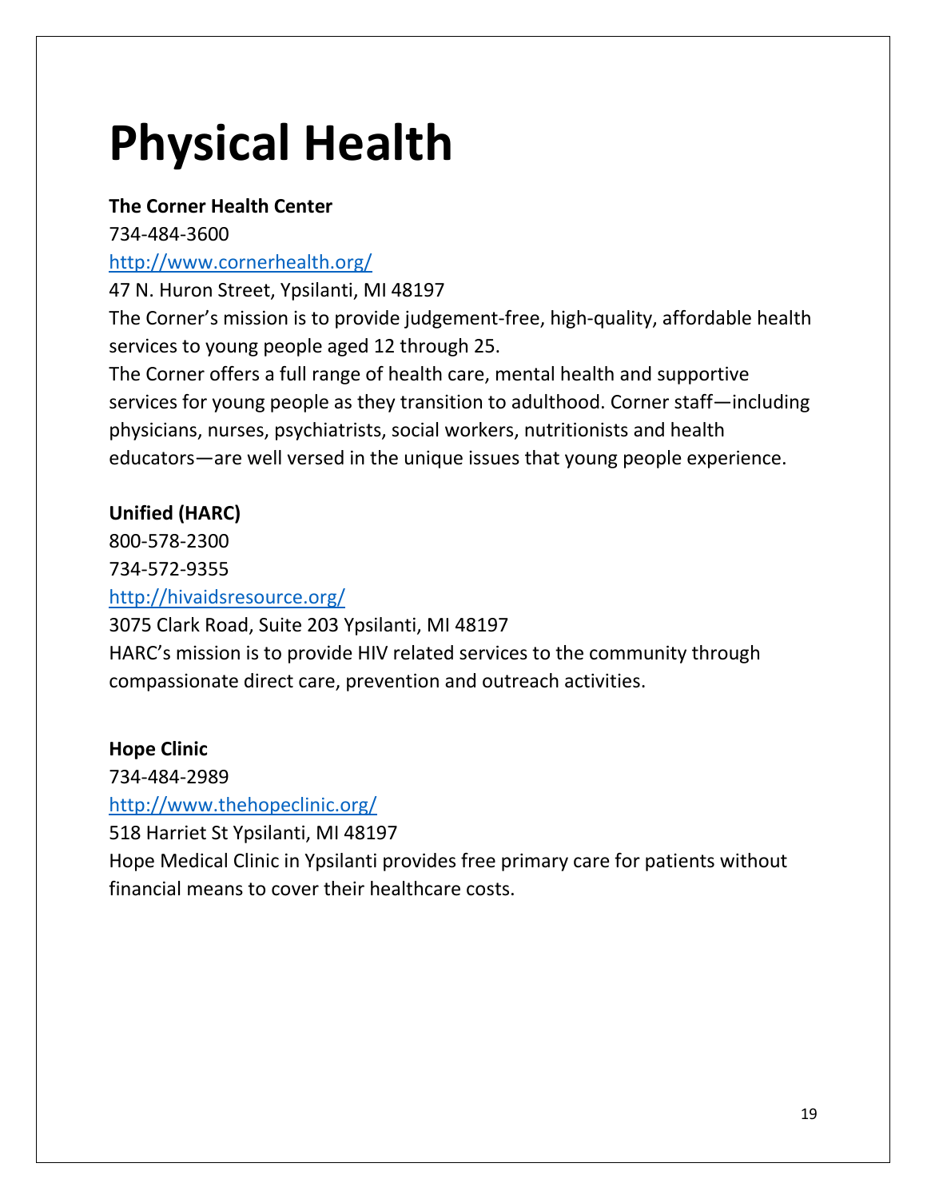# Physical Health

**The Corner Health Center**
734-484-3600
http://www.cornerhealth.org/
47 N. Huron Street, Ypsilanti, MI 48197
The Corner's mission is to provide judgement-free, high-quality, affordable health services to young people aged 12 through 25.
The Corner offers a full range of health care, mental health and supportive services for young people as they transition to adulthood. Corner staff—including physicians, nurses, psychiatrists, social workers, nutritionists and health educators—are well versed in the unique issues that young people experience.

**Unified (HARC)**
800-578-2300
734-572-9355
http://hivaidsresource.org/
3075 Clark Road, Suite 203 Ypsilanti, MI 48197
HARC's mission is to provide HIV related services to the community through compassionate direct care, prevention and outreach activities.

**Hope Clinic**
734-484-2989
http://www.thehopeclinic.org/
518 Harriet St Ypsilanti, MI 48197
Hope Medical Clinic in Ypsilanti provides free primary care for patients without financial means to cover their healthcare costs.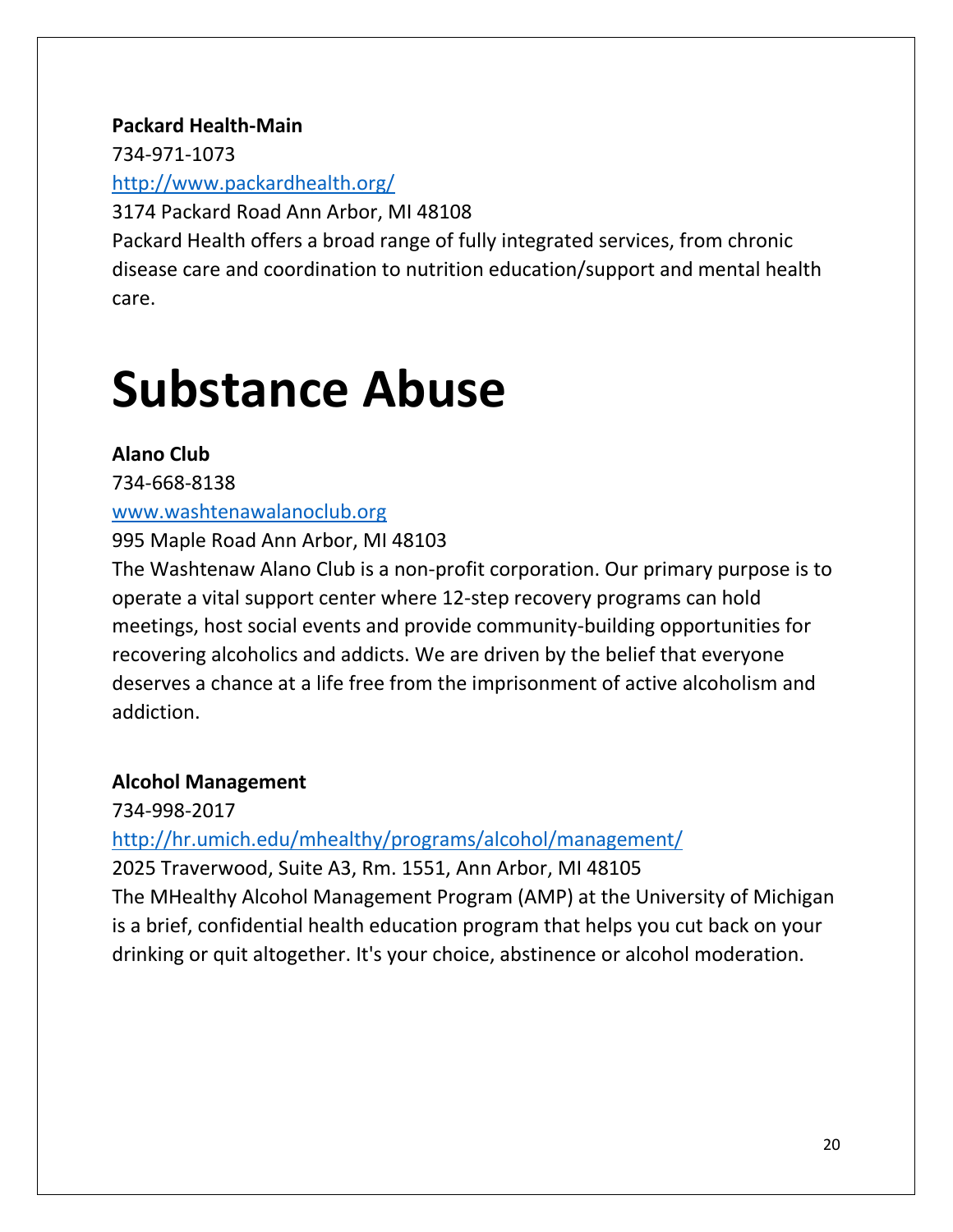**Packard Health-Main**
734-971-1073
http://www.packardhealth.org/
3174 Packard Road Ann Arbor, MI 48108
Packard Health offers a broad range of fully integrated services, from chronic disease care and coordination to nutrition education/support and mental health care.

# Substance Abuse

**Alano Club**
734-668-8138
www.washtenawalanoclub.org
995 Maple Road Ann Arbor, MI 48103
The Washtenaw Alano Club is a non-profit corporation. Our primary purpose is to operate a vital support center where 12-step recovery programs can hold meetings, host social events and provide community-building opportunities for recovering alcoholics and addicts. We are driven by the belief that everyone deserves a chance at a life free from the imprisonment of active alcoholism and addiction.

**Alcohol Management**
734-998-2017
http://hr.umich.edu/mhealthy/programs/alcohol/management/
2025 Traverwood, Suite A3, Rm. 1551, Ann Arbor, MI 48105
The MHealthy Alcohol Management Program (AMP) at the University of Michigan is a brief, confidential health education program that helps you cut back on your drinking or quit altogether. It's your choice, abstinence or alcohol moderation.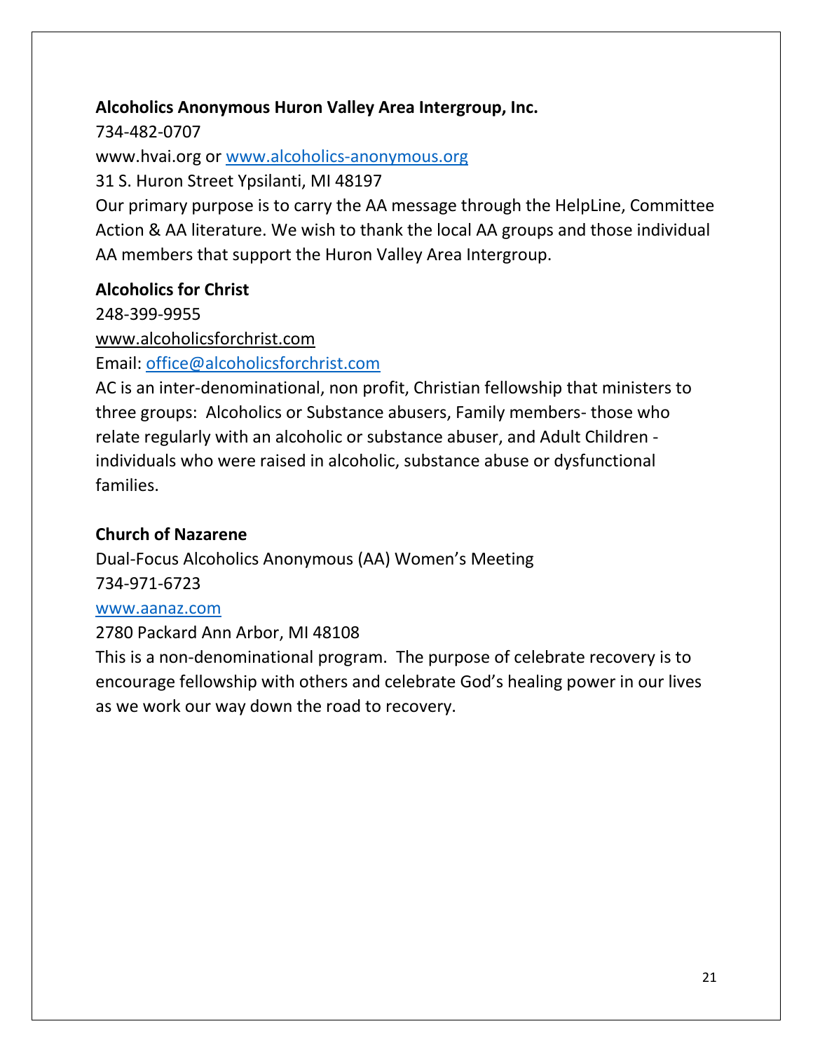**Alcoholics Anonymous Huron Valley Area Intergroup, Inc.**

734-482-0707

www.hvai.org or [www.alcoholics-anonymous.org](http://www.alcoholics-anonymous.org)

31 S. Huron Street Ypsilanti, MI 48197

Our primary purpose is to carry the AA message through the HelpLine, Committee Action & AA literature. We wish to thank the local AA groups and those individual AA members that support the Huron Valley Area Intergroup.

**Alcoholics for Christ**

248-399-9955

www.alcoholicsforchrist.com

Email: [office@alcoholicsforchrist.com](mailto:office@alcoholicsforchrist.com)

AC is an inter-denominational, non profit, Christian fellowship that ministers to three groups: Alcoholics or Substance abusers, Family members- those who relate regularly with an alcoholic or substance abuser, and Adult Children - individuals who were raised in alcoholic, substance abuse or dysfunctional families.

**Church of Nazarene**

Dual-Focus Alcoholics Anonymous (AA) Women's Meeting

734-971-6723

[www.aanaz.com](http://www.aanaz.com)

2780 Packard Ann Arbor, MI 48108

This is a non-denominational program. The purpose of celebrate recovery is to encourage fellowship with others and celebrate God's healing power in our lives as we work our way down the road to recovery.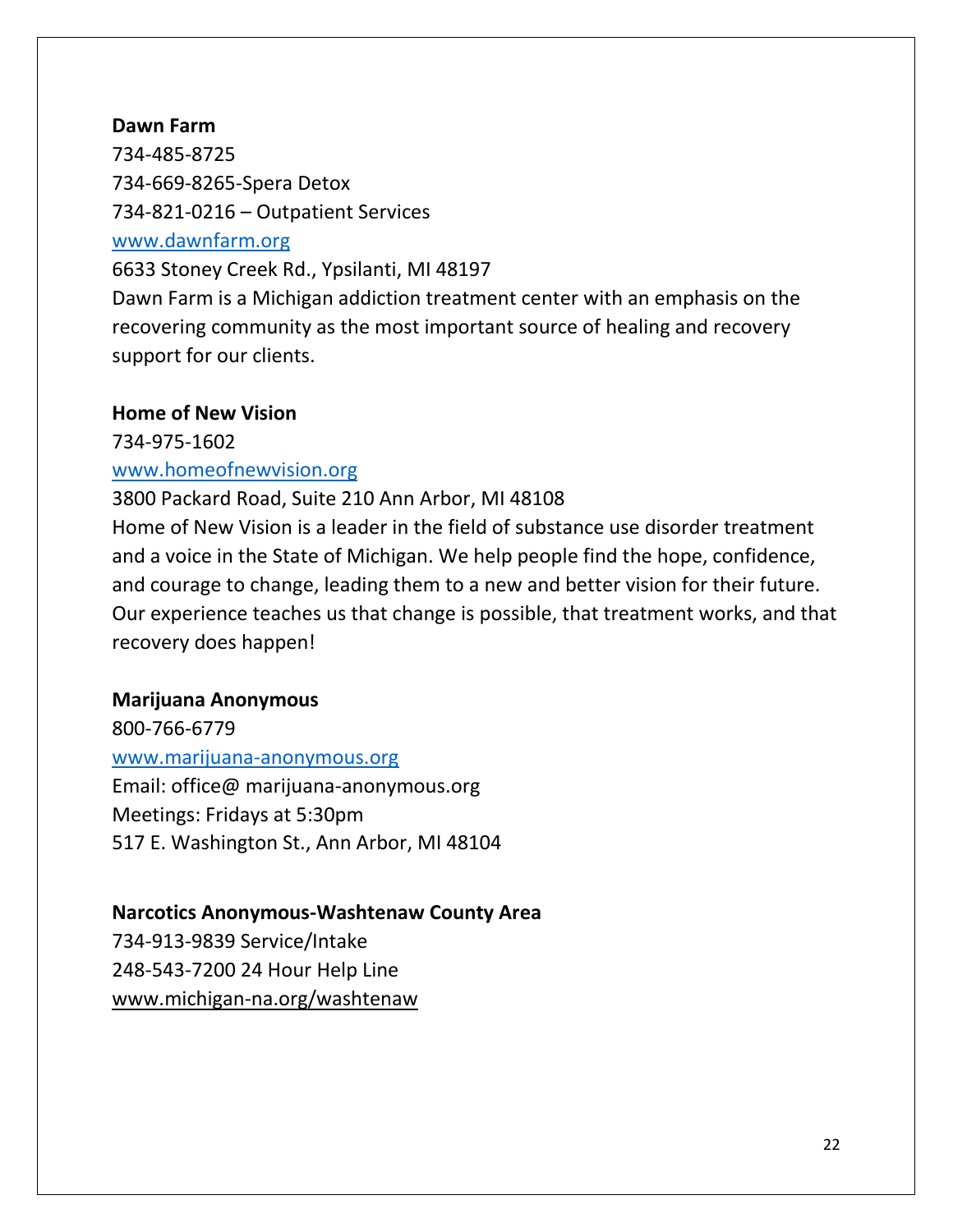**Dawn Farm**
734-485-8725
734-669-8265-Spera Detox
734-821-0216 – Outpatient Services
www.dawnfarm.org
6633 Stoney Creek Rd., Ypsilanti, MI 48197
Dawn Farm is a Michigan addiction treatment center with an emphasis on the recovering community as the most important source of healing and recovery support for our clients.

**Home of New Vision**
734-975-1602
www.homeofnewvision.org
3800 Packard Road, Suite 210 Ann Arbor, MI 48108
Home of New Vision is a leader in the field of substance use disorder treatment and a voice in the State of Michigan. We help people find the hope, confidence, and courage to change, leading them to a new and better vision for their future. Our experience teaches us that change is possible, that treatment works, and that recovery does happen!

**Marijuana Anonymous**
800-766-6779
www.marijuana-anonymous.org
Email: office@ marijuana-anonymous.org
Meetings: Fridays at 5:30pm
517 E. Washington St., Ann Arbor, MI 48104

**Narcotics Anonymous-Washtenaw County Area**
734-913-9839 Service/Intake
248-543-7200 24 Hour Help Line
www.michigan-na.org/washtenaw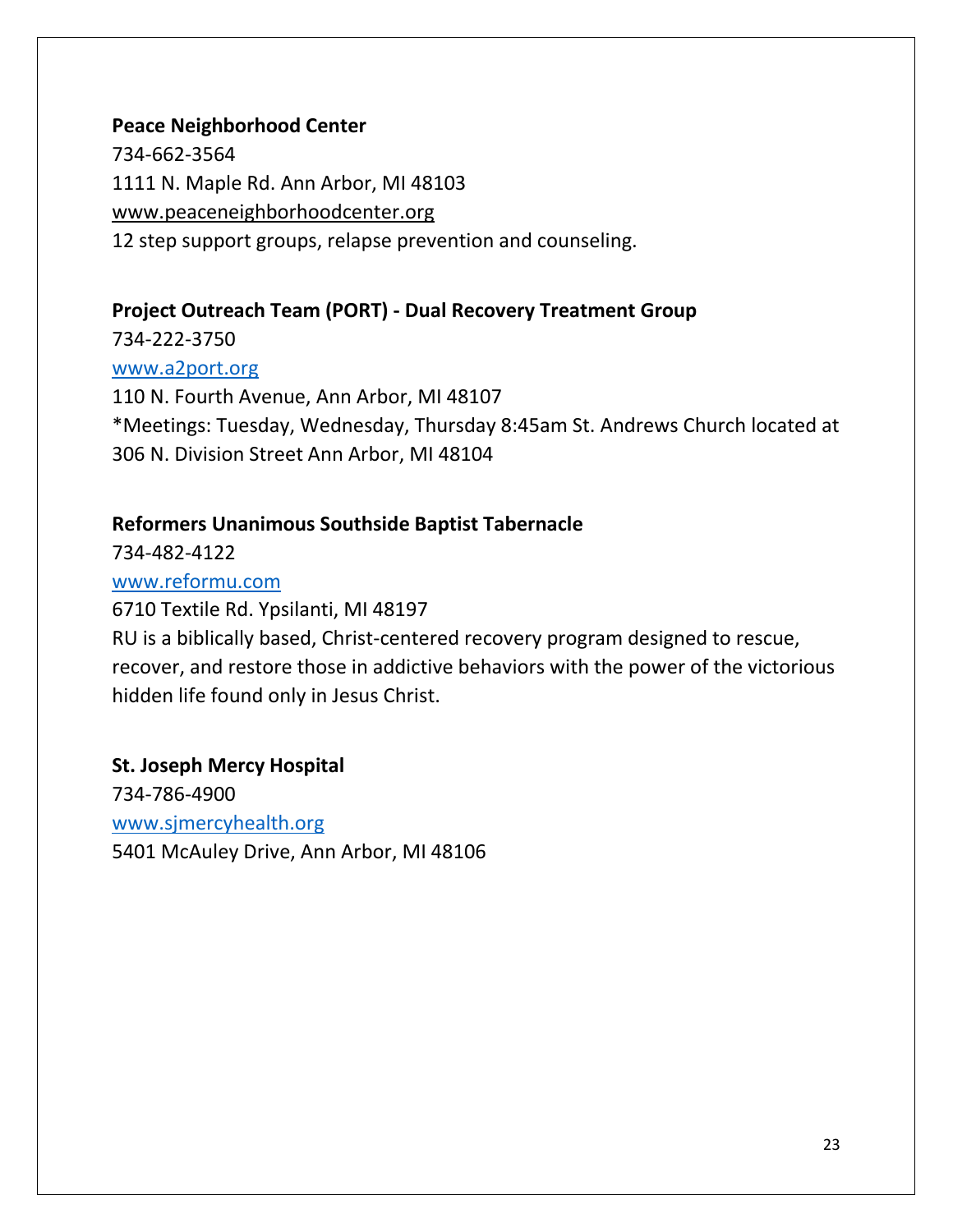**Peace Neighborhood Center**

734-662-3564

1111 N. Maple Rd. Ann Arbor, MI 48103

www.peaceneighborhoodcenter.org

12 step support groups, relapse prevention and counseling.

**Project Outreach Team (PORT) - Dual Recovery Treatment Group**

734-222-3750

www.a2port.org

110 N. Fourth Avenue, Ann Arbor, MI 48107

*Meetings: Tuesday, Wednesday, Thursday 8:45am St. Andrews Church located at 306 N. Division Street Ann Arbor, MI 48104

**Reformers Unanimous Southside Baptist Tabernacle**

734-482-4122

www.reformu.com

6710 Textile Rd. Ypsilanti, MI 48197

RU is a biblically based, Christ-centered recovery program designed to rescue, recover, and restore those in addictive behaviors with the power of the victorious hidden life found only in Jesus Christ.

**St. Joseph Mercy Hospital**

734-786-4900

www.sjmercyhealth.org

5401 McAuley Drive, Ann Arbor, MI 48106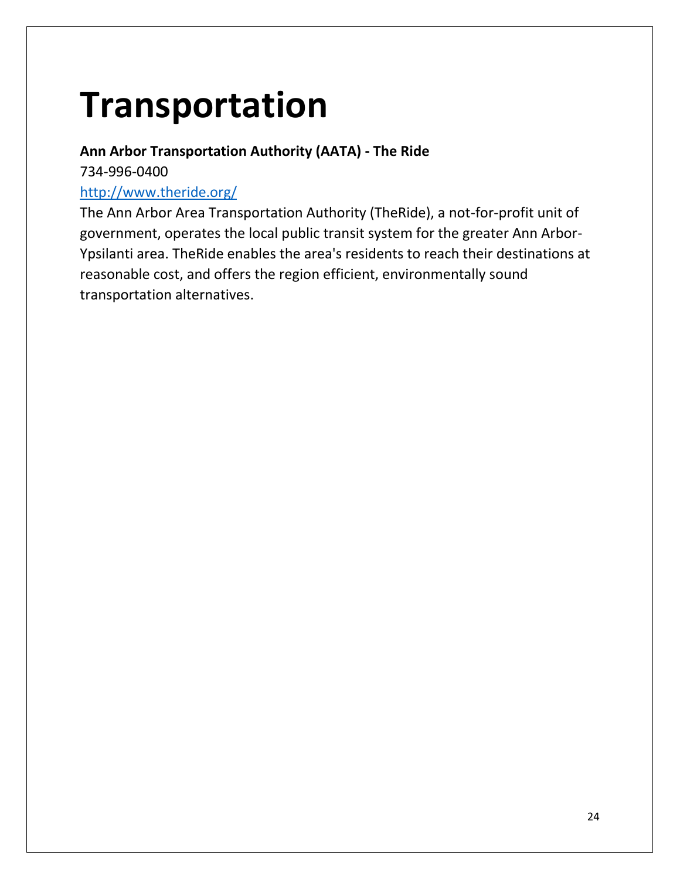# Transportation

**Ann Arbor Transportation Authority (AATA) - The Ride**

734-996-0400

[http://www.theride.org/](http://www.theride.org/)

The Ann Arbor Area Transportation Authority (TheRide), a not-for-profit unit of government, operates the local public transit system for the greater Ann Arbor-Ypsilanti area. TheRide enables the area's residents to reach their destinations at reasonable cost, and offers the region efficient, environmentally sound transportation alternatives.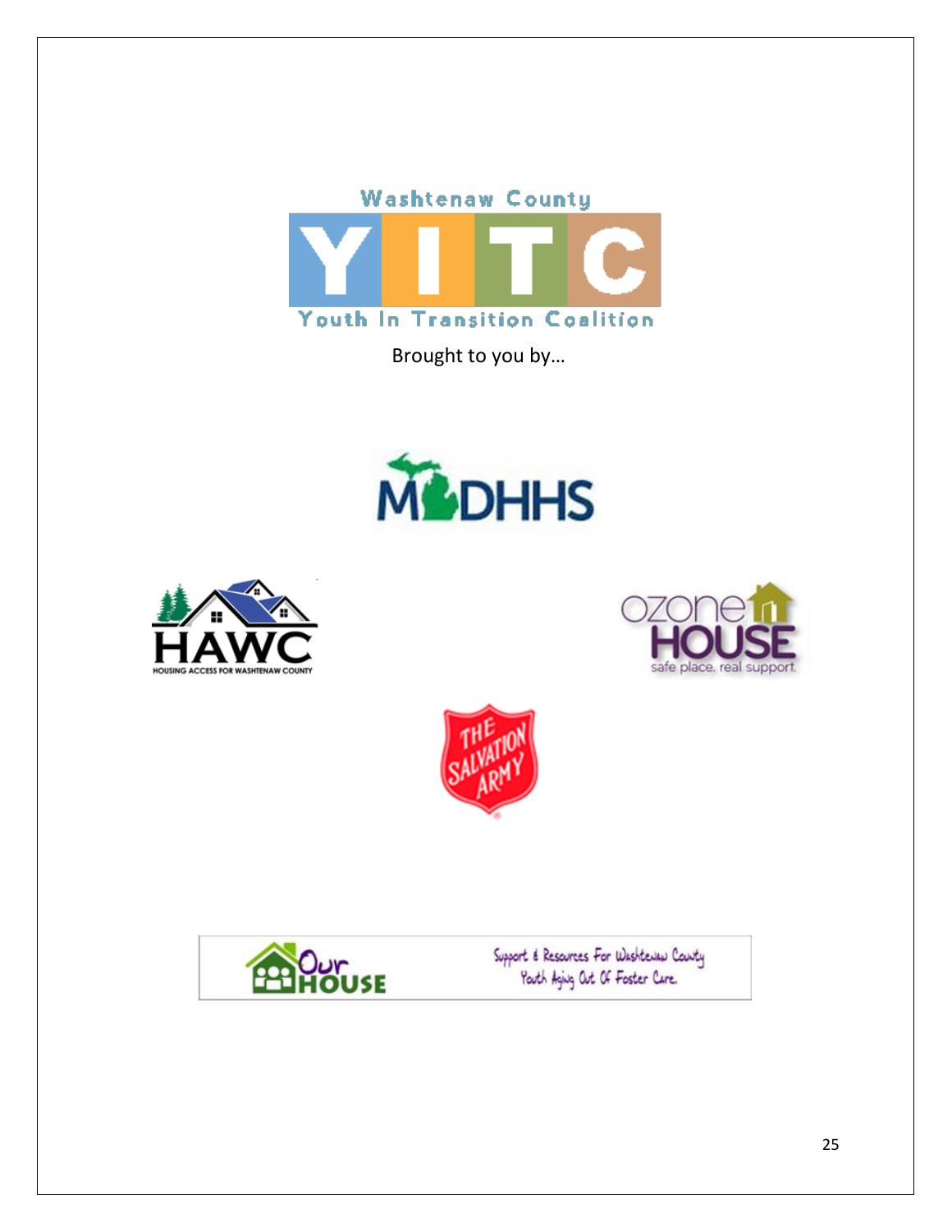Washtenaw County

YITC

Youth In Transition Coalition

Brought to you by…

MDHHS

HAWC

HOUSING ACCESS FOR WASHTENAW COUNTY

ozone HOUSE

safe place. real support.

THE SALVATION ARMY

Our HOUSE

Support & Resources For Washtenaw County Youth Aging Out Of Foster Care.